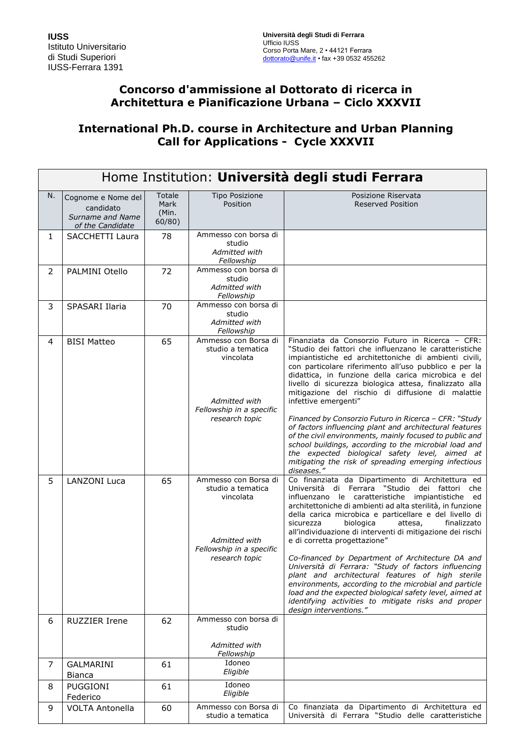**IUSS**
Istituto Universitario
di Studi Superiori
IUSS-Ferrara 1391

**Università degli Studi di Ferrara**
Ufficio IUSS
Corso Porta Mare, 2 • 44121 Ferrara
dottorato@unife.it • fax +39 0532 455262

## Concorso d'ammissione al Dottorato di ricerca in Architettura e Pianificazione Urbana – Ciclo XXXVII

## International Ph.D. course in Architecture and Urban Planning Call for Applications - Cycle XXXVII

| Home Institution: **Università degli studi Ferrara** | | | | |
|---|---|---|---|---|
| N. | Cognome e Nome del candidato *Surname and Name of the Candidate* | Totale Mark (Min. 60/80) | Tipo Posizione Position | Posizione Riservata Reserved Position |
| 1 | SACCHETTI Laura | 78 | Ammesso con borsa di studio *Admitted with Fellowship* | |
| 2 | PALMINI Otello | 72 | Ammesso con borsa di studio *Admitted with Fellowship* | |
| 3 | SPASARI Ilaria | 70 | Ammesso con borsa di studio *Admitted with Fellowship* | |
| 4 | BISI Matteo | 65 | Ammesso con borsa di studio a tematica vincolata *Admitted with Fellowship in a specific research topic* | Finanziata da Consorzio Futuro in Ricerca – CFR: "Studio dei fattori che influenzano le caratteristiche impiantistiche ed architettoniche di ambienti civili, con particolare riferimento all'uso pubblico e per la didattica, in funzione della carica microbica e del livello di sicurezza biologica attesa, finalizzato alla mitigazione del rischio di diffusione di malattie infettive emergenti" *Financed by Consorzio Futuro in Ricerca – CFR: "Study of factors influencing plant and architectural features of the civil environments, mainly focused to public and school buildings, according to the microbial load and the expected biological safety level, aimed at mitigating the risk of spreading emerging infectious diseases."* |
| 5 | LANZONI Luca | 65 | Ammesso con Borsa di studio a tematica vincolata *Admitted with Fellowship in a specific research topic* | Co finanziata da Dipartimento di Architettura ed Università di Ferrara "Studio dei fattori che influenzano le caratteristiche impiantistiche ed architettoniche di ambienti ad alta sterilità, in funzione della carica microbica e particellare e del livello di sicurezza biologica attesa, finalizzato all'individuazione di interventi di mitigazione dei rischi e di corretta progettazione" *Co-financed by Department of Architecture DA and Università di Ferrara: "Study of factors influencing plant and architectural features of high sterile environments, according to the microbial and particle load and the expected biological safety level, aimed at identifying activities to mitigate risks and proper design interventions."* |
| 6 | RUZZIER Irene | 62 | Ammesso con borsa di studio *Admitted with Fellowship* | |
| 7 | GALMARINI Bianca | 61 | Idoneo *Eligible* | |
| 8 | PUGGIONI Federico | 61 | Idoneo *Eligible* | |
| 9 | VOLTA Antonella | 60 | Ammesso con Borsa di studio a tematica | Co finanziata da Dipartimento di Architettura ed Università di Ferrara "Studio delle caratteristiche |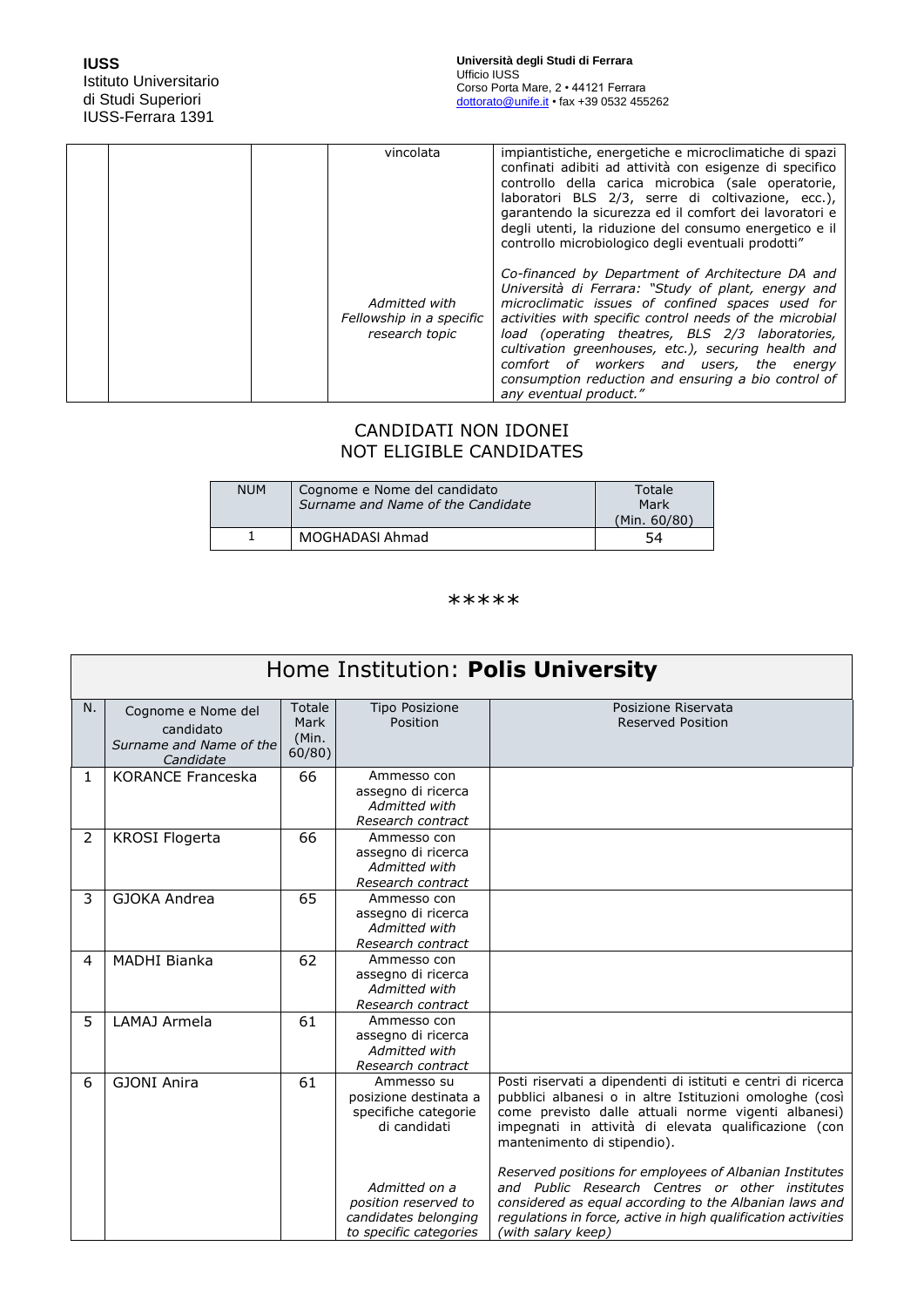| | | | vincolata<br><br>*Admitted with Fellowship in a specific research topic* | impiantistiche, energetiche e microclimatiche di spazi confinati adibiti ad attività con esigenze di specifico controllo della carica microbica (sale operatorie, laboratori BLS 2/3, serre di coltivazione, ecc.), garantendo la sicurezza ed il comfort dei lavoratori e degli utenti, la riduzione del consumo energetico e il controllo microbiologico degli eventuali prodotti"<br><br>*Co-financed by Department of Architecture DA and Università di Ferrara: "Study of plant, energy and microclimatic issues of confined spaces used for activities with specific control needs of the microbial load (operating theatres, BLS 2/3 laboratories, cultivation greenhouses, etc.), securing health and comfort of workers and users, the energy consumption reduction and ensuring a bio control of any eventual product."* |
|---|---|---|---|---|

## CANDIDATI NON IDONEI
## NOT ELIGIBLE CANDIDATES

| NUM | Cognome e Nome del candidato<br>*Surname and Name of the Candidate* | Totale Mark (Min. 60/80) |
|---|---|---|
| 1 | MOGHADASI Ahmad | 54 |

*****

# Home Institution: **Polis University**

| N. | Cognome e Nome del candidato<br>*Surname and Name of the Candidate* | Totale Mark (Min. 60/80) | Tipo Posizione<br>Position | Posizione Riservata<br>Reserved Position |
|---|---|---|---|---|
| 1 | KORANCE Franceska | 66 | Ammesso con assegno di ricerca<br>*Admitted with Research contract* | |
| 2 | KROSI Flogerta | 66 | Ammesso con assegno di ricerca<br>*Admitted with Research contract* | |
| 3 | GJOKA Andrea | 65 | Ammesso con assegno di ricerca<br>*Admitted with Research contract* | |
| 4 | MADHI Bianka | 62 | Ammesso con assegno di ricerca<br>*Admitted with Research contract* | |
| 5 | LAMAJ Armela | 61 | Ammesso con assegno di ricerca<br>*Admitted with Research contract* | |
| 6 | GJONI Anira | 61 | Ammesso su posizione destinata a specifiche categorie di candidati<br><br>*Admitted on a position reserved to candidates belonging to specific categories* | Posti riservati a dipendenti di istituti e centri di ricerca pubblici albanesi o in altre Istituzioni omologhe (così come previsto dalle attuali norme vigenti albanesi) impegnati in attività di elevata qualificazione (con mantenimento di stipendio).<br><br>*Reserved positions for employees of Albanian Institutes and Public Research Centres or other institutes considered as equal according to the Albanian laws and regulations in force, active in high qualification activities (with salary keep)* |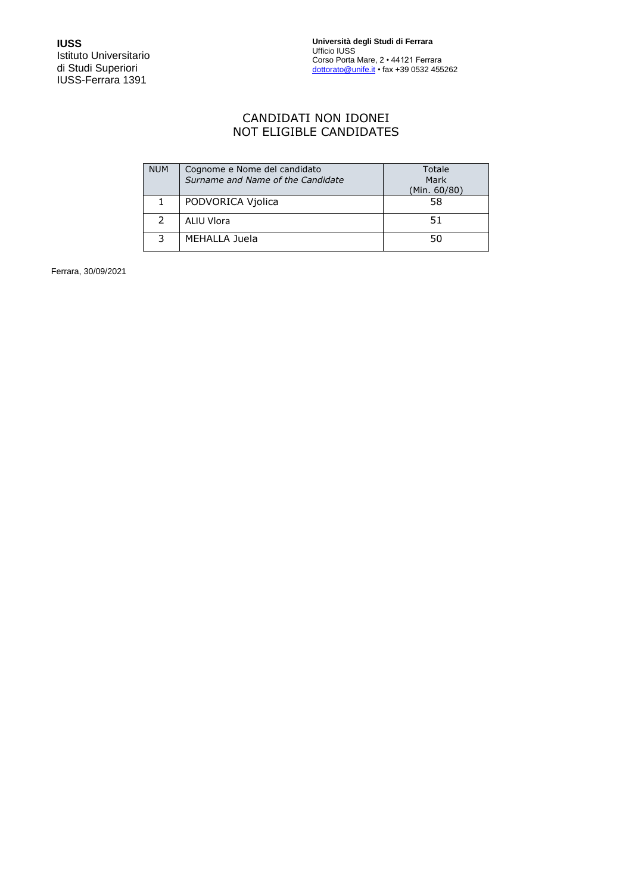**IUSS**
Istituto Universitario
di Studi Superiori
IUSS-Ferrara 1391

**Università degli Studi di Ferrara**
Ufficio IUSS
Corso Porta Mare, 2 • 44121 Ferrara
dottorato@unife.it • fax +39 0532 455262

# CANDIDATI NON IDONEI
# NOT ELIGIBLE CANDIDATES

| NUM | Cognome e Nome del candidato *Surname and Name of the Candidate* | Totale Mark (Min. 60/80) |
|---|---|---|
| 1 | PODVORICA Vjolica | 58 |
| 2 | ALIU Vlora | 51 |
| 3 | MEHALLA Juela | 50 |

Ferrara, 30/09/2021